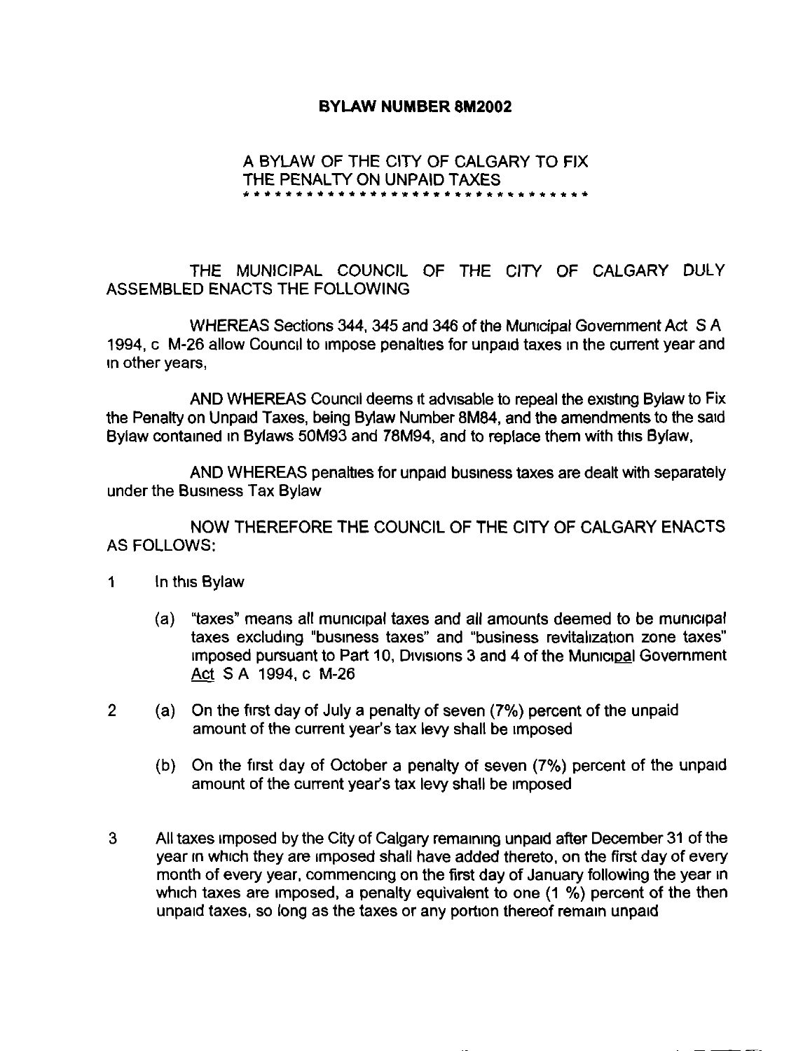# BYLAW NUMBER 8M2002

A BYLAW OF THE CITY OF CALGARY TO FIX THE PENALTY ON UNPAID TAXES

* * * * * * * * * * * * * * * * * * * * * * * * * * * * * * * * * * *

THE MUNICIPAL COUNCIL OF THE CITY OF CALGARY DULY ASSEMBLED ENACTS THE FOLLOWING

WHEREAS Sections 344, 345 and 346 of the Municipal Government Act S A 1994, c M-26 allow Council to impose penalties for unpaid taxes in the current year and in other years,

AND WHEREAS Council deems it advisable to repeal the existing Bylaw to Fix the Penalty on Unpaid Taxes, being Bylaw Number 8M84, and the amendments to the said Bylaw contained in Bylaws 50M93 and 78M94, and to replace them with this Bylaw,

AND WHEREAS penalties for unpaid business taxes are dealt with separately under the Business Tax Bylaw

NOW THEREFORE THE COUNCIL OF THE CITY OF CALGARY ENACTS AS FOLLOWS:

1. In this Bylaw

   (a) "taxes" means all municipal taxes and all amounts deemed to be municipal taxes excluding "business taxes" and "business revitalization zone taxes" imposed pursuant to Part 10, Divisions 3 and 4 of the Municipal Government Act S A 1994, c M-26

2. (a) On the first day of July a penalty of seven (7%) percent of the unpaid amount of the current year's tax levy shall be imposed

   (b) On the first day of October a penalty of seven (7%) percent of the unpaid amount of the current year's tax levy shall be imposed

3. All taxes imposed by the City of Calgary remaining unpaid after December 31 of the year in which they are imposed shall have added thereto, on the first day of every month of every year, commencing on the first day of January following the year in which taxes are imposed, a penalty equivalent to one (1 %) percent of the then unpaid taxes, so long as the taxes or any portion thereof remain unpaid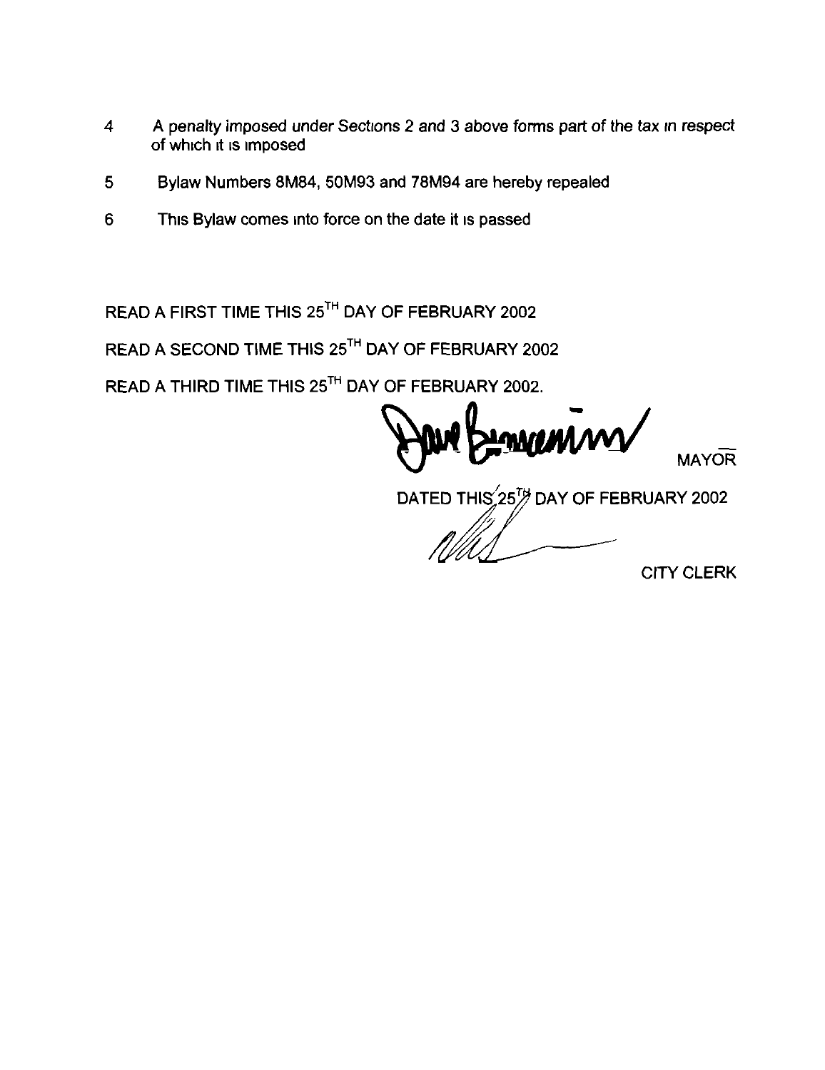4 A penalty imposed under Sections 2 and 3 above forms part of the tax in respect of which it is imposed

5 Bylaw Numbers 8M84, 50M93 and 78M94 are hereby repealed

6 This Bylaw comes into force on the date it is passed

READ A FIRST TIME THIS 25TH DAY OF FEBRUARY 2002

READ A SECOND TIME THIS 25TH DAY OF FEBRUARY 2002

READ A THIRD TIME THIS 25TH DAY OF FEBRUARY 2002.

MAYOR

DATED THIS 25TH DAY OF FEBRUARY 2002

CITY CLERK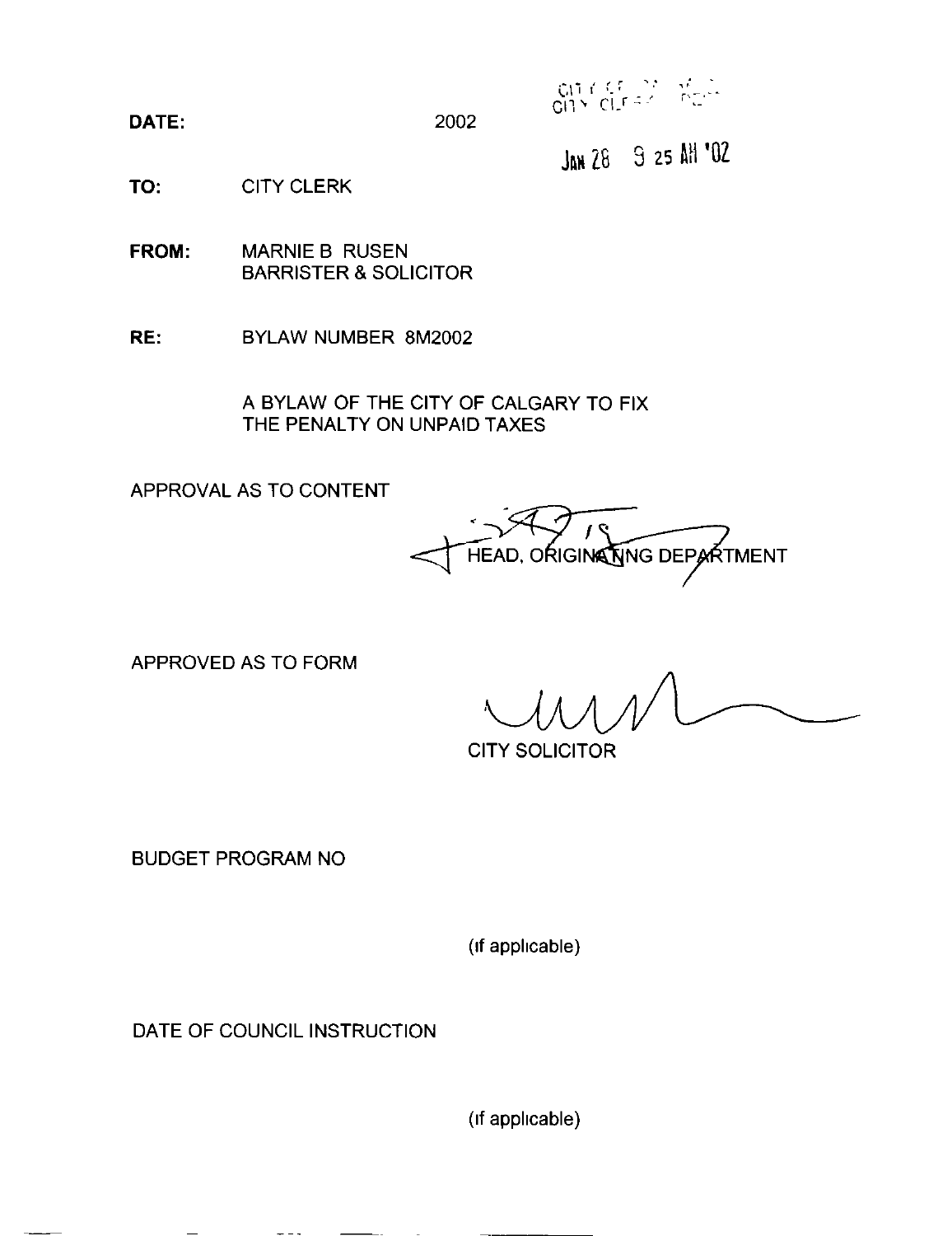**DATE:** 2002

CITY CLERK'S DEPT.

JAN 28 9 25 AM '02

**TO:** CITY CLERK

**FROM:** MARNIE B RUSEN
BARRISTER & SOLICITOR

**RE:** BYLAW NUMBER 8M2002

A BYLAW OF THE CITY OF CALGARY TO FIX THE PENALTY ON UNPAID TAXES

APPROVAL AS TO CONTENT

HEAD, ORIGINATING DEPARTMENT

APPROVED AS TO FORM

CITY SOLICITOR

BUDGET PROGRAM NO

(if applicable)

DATE OF COUNCIL INSTRUCTION

(if applicable)